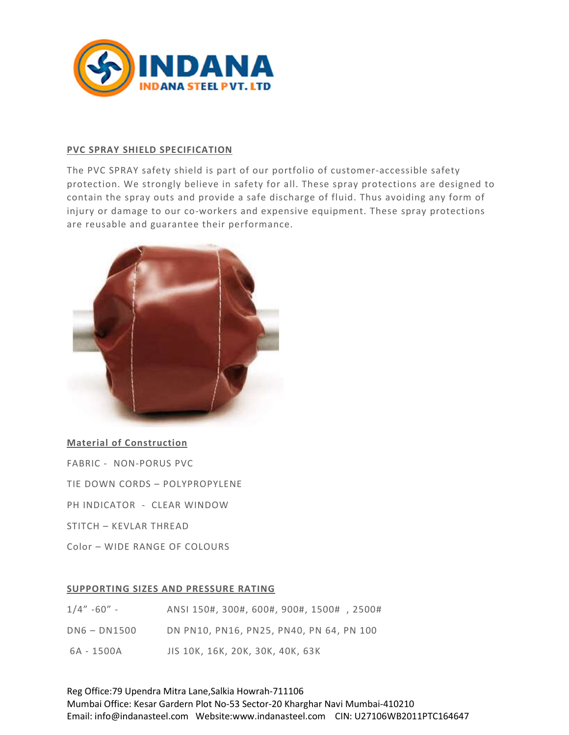## PVC SPRAY SHIELD SPECIFICATION

The PVC SPRAY safety shield is part of our portfolio of customer-accessible safety protection. We strongly believe in safety for all. These spray protections are designed to contain the spray outs and provide a safe discharge of fluid. Thus avoiding any form of injury or damage to our co-workers and expensive equipment. These spray protections are reusable and guarantee their performance.

### Material of Construction

FABRIC - NON-PORUS PVC

TIE DOWN CORDS – POLYPROPYLENE

PH INDICATOR - CLEAR WINDOW

STITCH – KEVLAR THREAD

Color – WIDE RANGE OF COLOURS

### SUPPORTING SIZES AND PRESSURE RATING

| | |
|---|---|
| 1/4" -60" - | ANSI 150#, 300#, 600#, 900#, 1500# , 2500# |
| DN6 – DN1500 | DN PN10, PN16, PN25, PN40, PN 64, PN 100 |
| 6A - 1500A | JIS 10K, 16K, 20K, 30K, 40K, 63K |

Reg Office:79 Upendra Mitra Lane,Salkia Howrah-711106
Mumbai Office: Kesar Gardern Plot No-53 Sector-20 Kharghar Navi Mumbai-410210
Email: info@indanasteel.com Website:www.indanasteel.com CIN: U27106WB2011PTC164647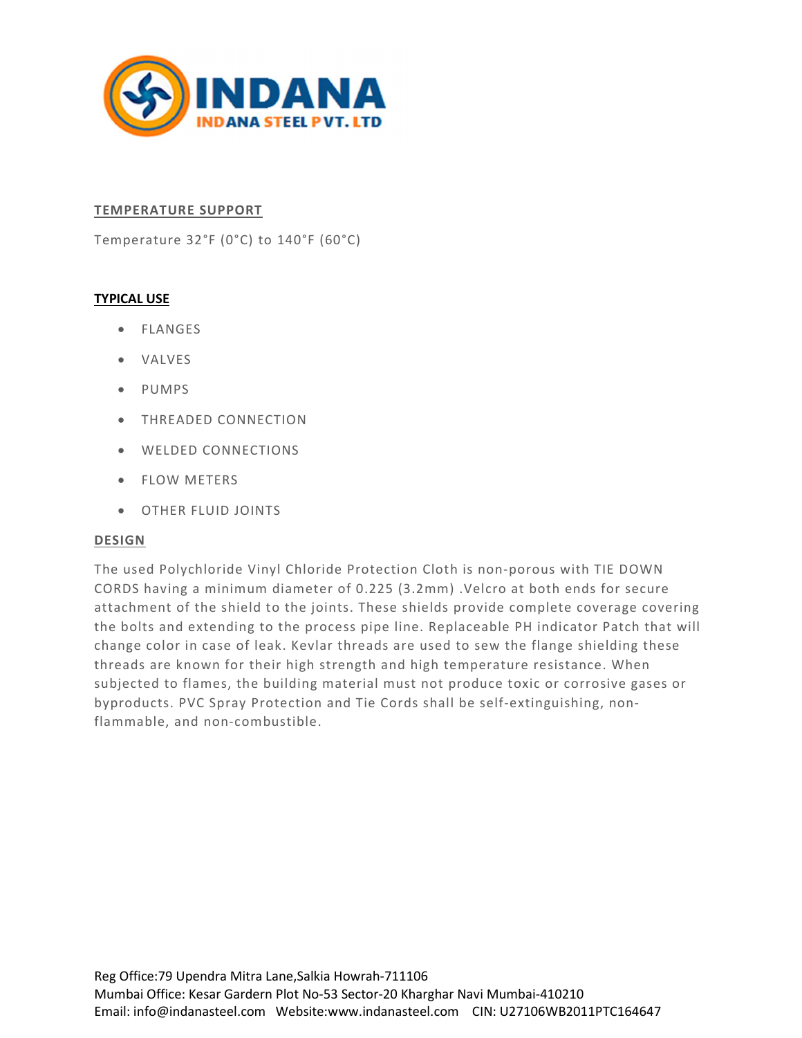## TEMPERATURE SUPPORT

Temperature 32°F (0°C) to 140°F (60°C)

## TYPICAL USE

- FLANGES
- VALVES
- PUMPS
- THREADED CONNECTION
- WELDED CONNECTIONS
- FLOW METERS
- OTHER FLUID JOINTS

## DESIGN

The used Polychloride Vinyl Chloride Protection Cloth is non-porous with TIE DOWN CORDS having a minimum diameter of 0.225 (3.2mm) .Velcro at both ends for secure attachment of the shield to the joints. These shields provide complete coverage covering the bolts and extending to the process pipe line. Replaceable PH indicator Patch that will change color in case of leak. Kevlar threads are used to sew the flange shielding these threads are known for their high strength and high temperature resistance. When subjected to flames, the building material must not produce toxic or corrosive gases or byproducts. PVC Spray Protection and Tie Cords shall be self-extinguishing, non-flammable, and non-combustible.